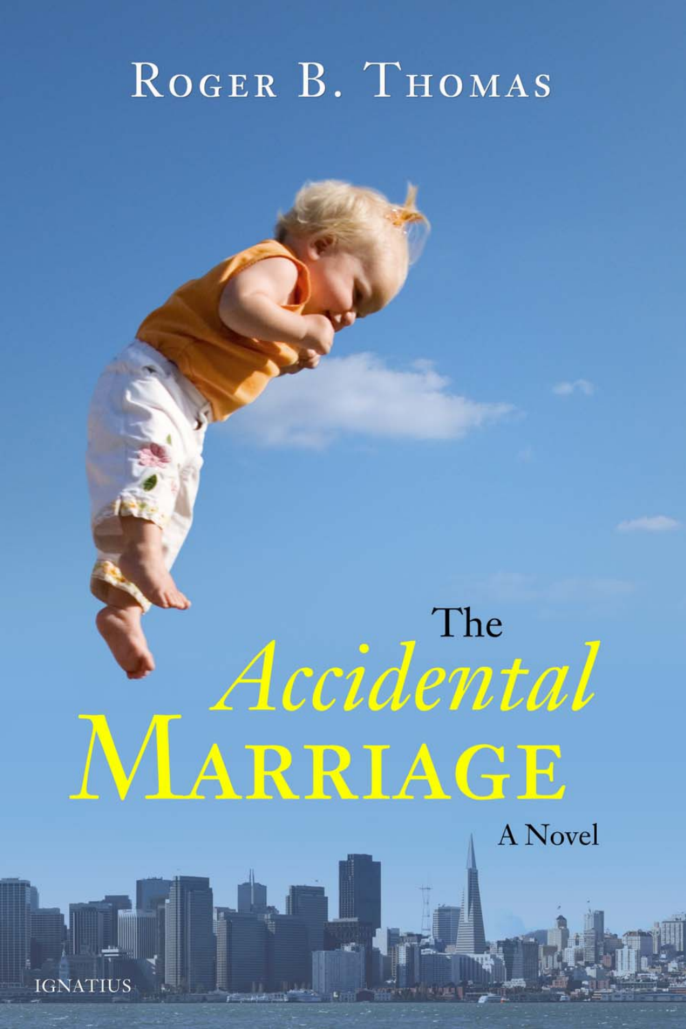Roger B. Thomas

# The *Accidental* Marriage

A Novel

IGNATIUS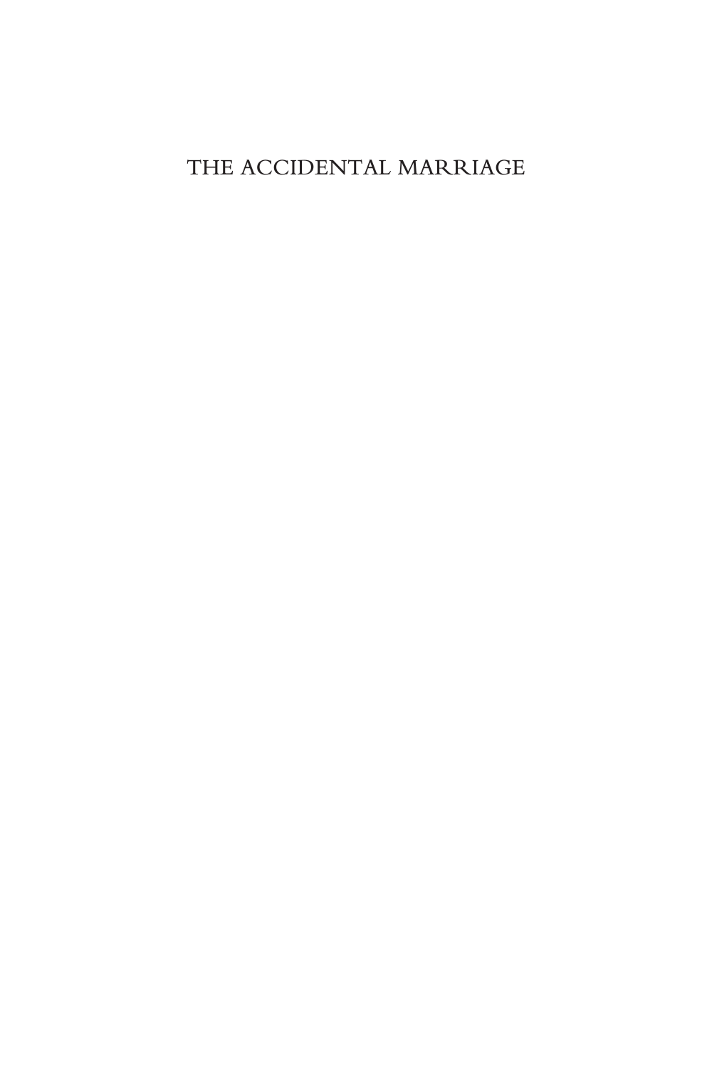THE ACCIDENTAL MARRIAGE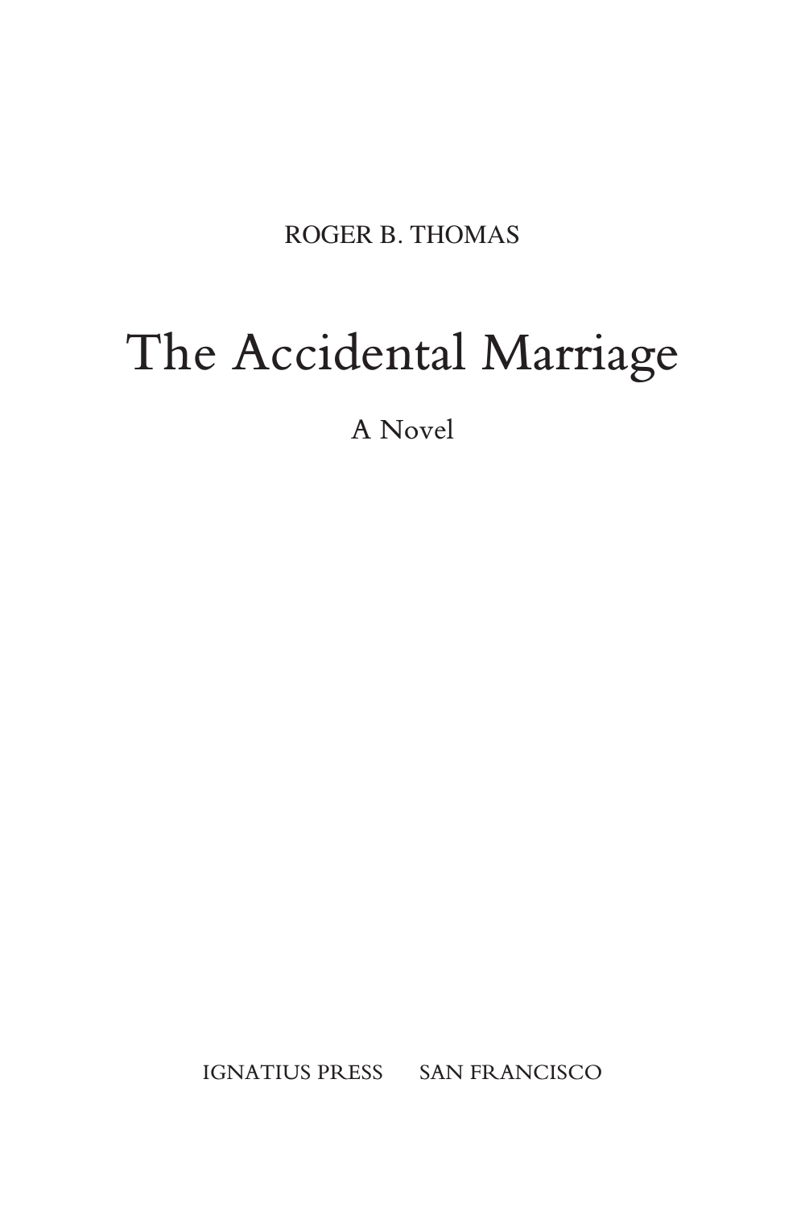ROGER B. THOMAS

# The Accidental Marriage

A Novel

IGNATIUS PRESS SAN FRANCISCO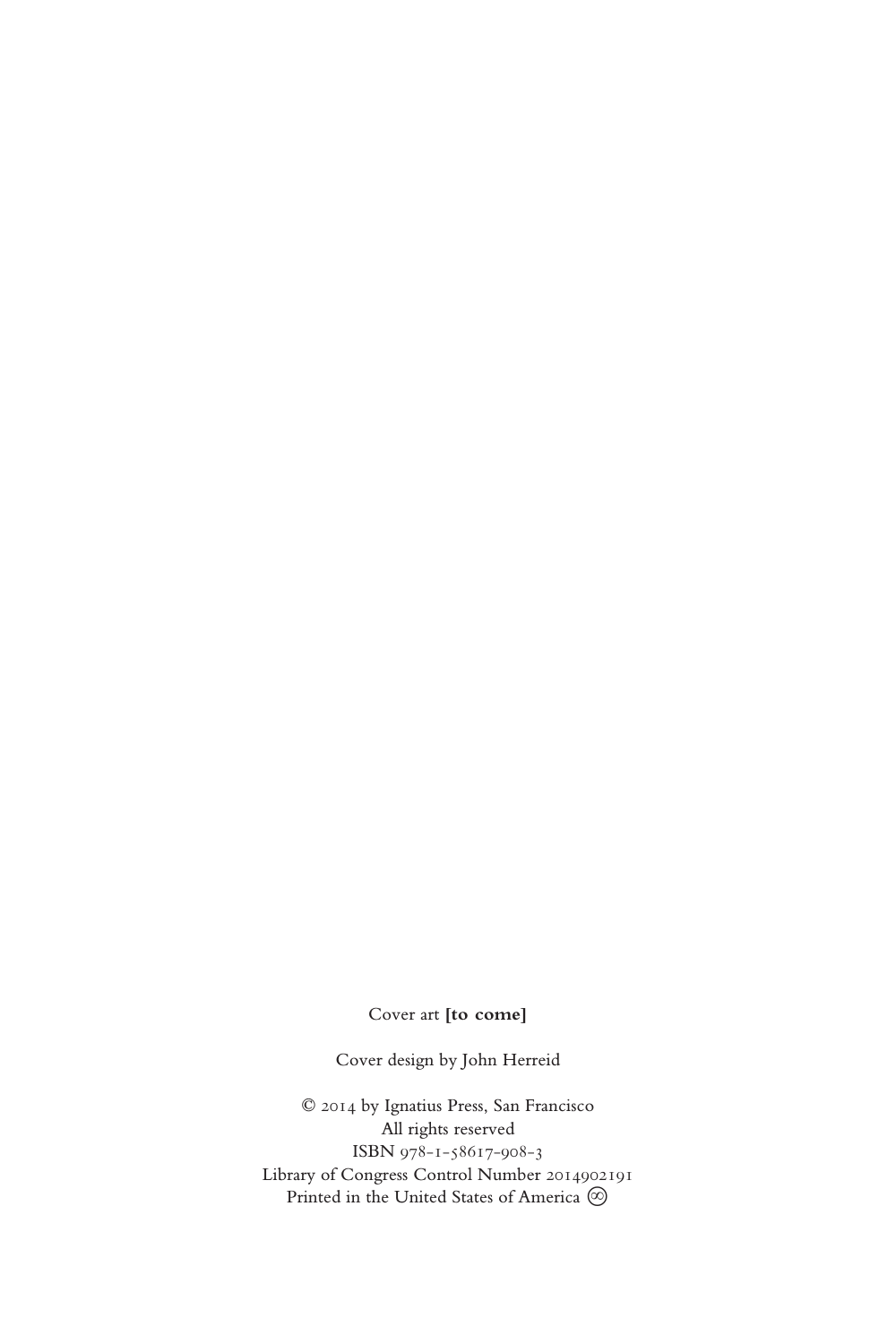Cover art **[to come]**

Cover design by John Herreid

© 2014 by Ignatius Press, San Francisco
All rights reserved
ISBN 978-1-58617-908-3
Library of Congress Control Number 2014902191
Printed in the United States of America ♾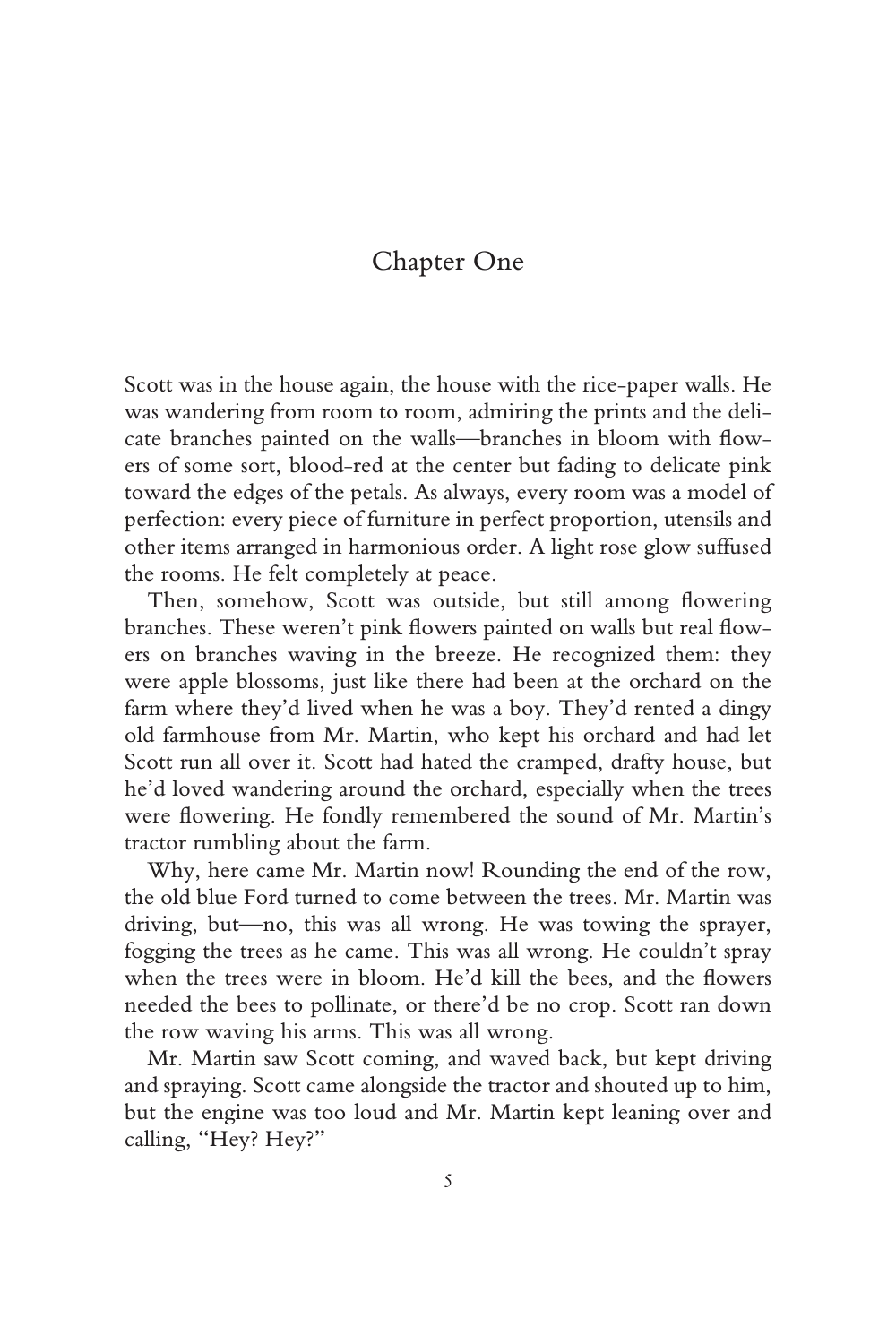# Chapter One

Scott was in the house again, the house with the rice-paper walls. He was wandering from room to room, admiring the prints and the delicate branches painted on the walls—branches in bloom with flowers of some sort, blood-red at the center but fading to delicate pink toward the edges of the petals. As always, every room was a model of perfection: every piece of furniture in perfect proportion, utensils and other items arranged in harmonious order. A light rose glow suffused the rooms. He felt completely at peace.

Then, somehow, Scott was outside, but still among flowering branches. These weren't pink flowers painted on walls but real flowers on branches waving in the breeze. He recognized them: they were apple blossoms, just like there had been at the orchard on the farm where they'd lived when he was a boy. They'd rented a dingy old farmhouse from Mr. Martin, who kept his orchard and had let Scott run all over it. Scott had hated the cramped, drafty house, but he'd loved wandering around the orchard, especially when the trees were flowering. He fondly remembered the sound of Mr. Martin's tractor rumbling about the farm.

Why, here came Mr. Martin now! Rounding the end of the row, the old blue Ford turned to come between the trees. Mr. Martin was driving, but—no, this was all wrong. He was towing the sprayer, fogging the trees as he came. This was all wrong. He couldn't spray when the trees were in bloom. He'd kill the bees, and the flowers needed the bees to pollinate, or there'd be no crop. Scott ran down the row waving his arms. This was all wrong.

Mr. Martin saw Scott coming, and waved back, but kept driving and spraying. Scott came alongside the tractor and shouted up to him, but the engine was too loud and Mr. Martin kept leaning over and calling, "Hey? Hey?"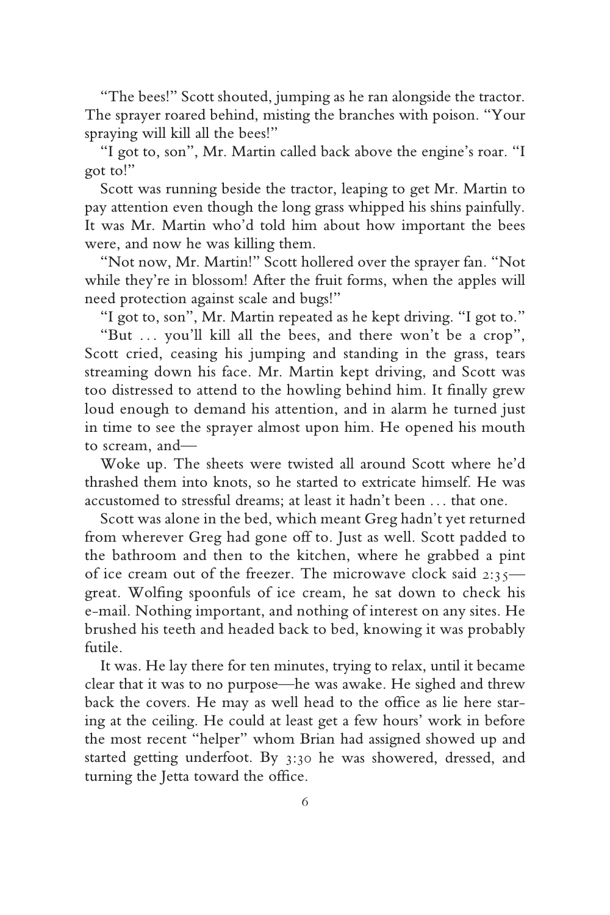"The bees!" Scott shouted, jumping as he ran alongside the tractor. The sprayer roared behind, misting the branches with poison. "Your spraying will kill all the bees!"

"I got to, son", Mr. Martin called back above the engine's roar. "I got to!"

Scott was running beside the tractor, leaping to get Mr. Martin to pay attention even though the long grass whipped his shins painfully. It was Mr. Martin who'd told him about how important the bees were, and now he was killing them.

"Not now, Mr. Martin!" Scott hollered over the sprayer fan. "Not while they're in blossom! After the fruit forms, when the apples will need protection against scale and bugs!"

"I got to, son", Mr. Martin repeated as he kept driving. "I got to."

"But … you'll kill all the bees, and there won't be a crop", Scott cried, ceasing his jumping and standing in the grass, tears streaming down his face. Mr. Martin kept driving, and Scott was too distressed to attend to the howling behind him. It finally grew loud enough to demand his attention, and in alarm he turned just in time to see the sprayer almost upon him. He opened his mouth to scream, and—

Woke up. The sheets were twisted all around Scott where he'd thrashed them into knots, so he started to extricate himself. He was accustomed to stressful dreams; at least it hadn't been … that one.

Scott was alone in the bed, which meant Greg hadn't yet returned from wherever Greg had gone off to. Just as well. Scott padded to the bathroom and then to the kitchen, where he grabbed a pint of ice cream out of the freezer. The microwave clock said 2:35—great. Wolfing spoonfuls of ice cream, he sat down to check his e-mail. Nothing important, and nothing of interest on any sites. He brushed his teeth and headed back to bed, knowing it was probably futile.

It was. He lay there for ten minutes, trying to relax, until it became clear that it was to no purpose—he was awake. He sighed and threw back the covers. He may as well head to the office as lie here staring at the ceiling. He could at least get a few hours' work in before the most recent "helper" whom Brian had assigned showed up and started getting underfoot. By 3:30 he was showered, dressed, and turning the Jetta toward the office.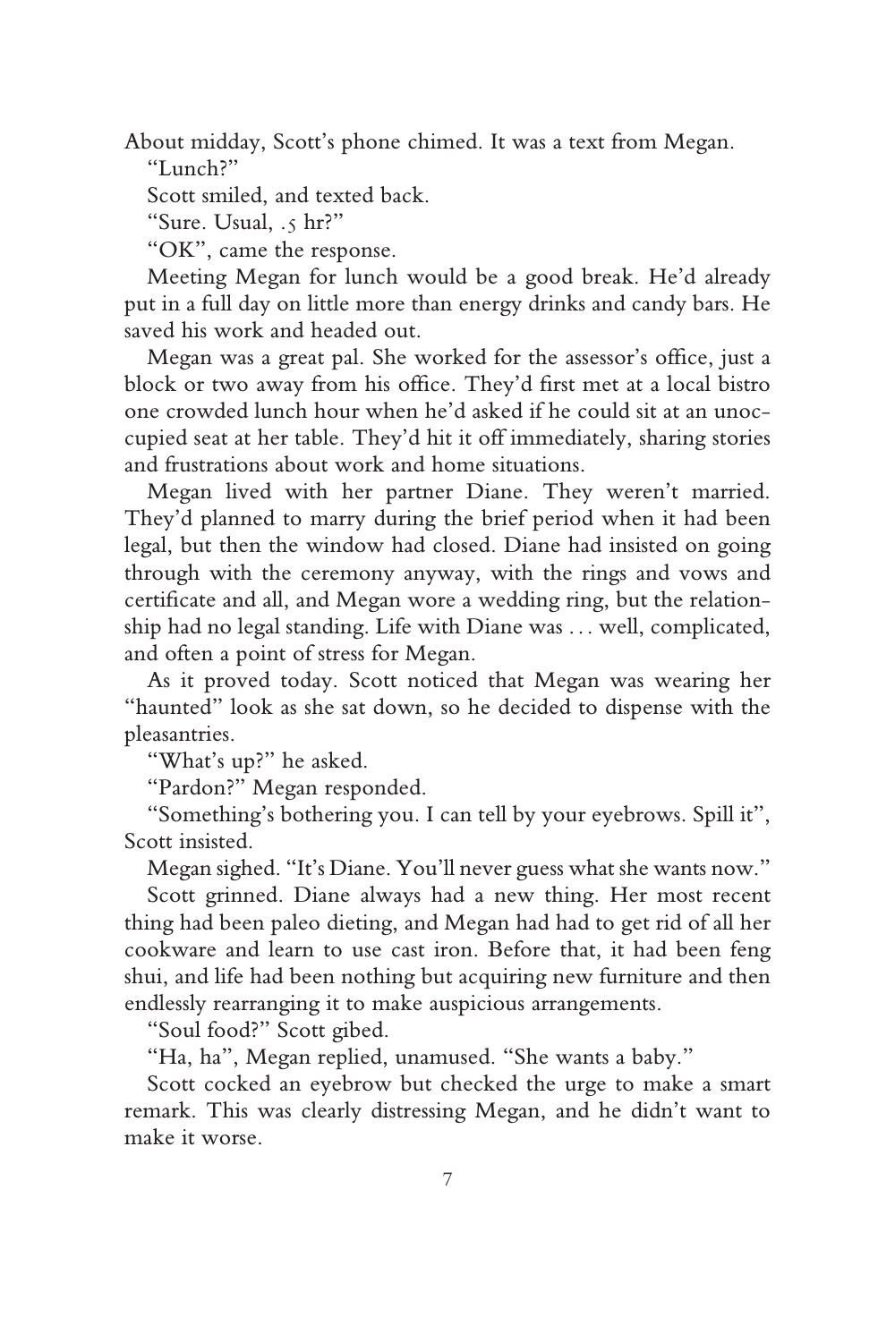About midday, Scott's phone chimed. It was a text from Megan.

"Lunch?"

Scott smiled, and texted back.

"Sure. Usual, .5 hr?"

"OK", came the response.

Meeting Megan for lunch would be a good break. He'd already put in a full day on little more than energy drinks and candy bars. He saved his work and headed out.

Megan was a great pal. She worked for the assessor's office, just a block or two away from his office. They'd first met at a local bistro one crowded lunch hour when he'd asked if he could sit at an unoccupied seat at her table. They'd hit it off immediately, sharing stories and frustrations about work and home situations.

Megan lived with her partner Diane. They weren't married. They'd planned to marry during the brief period when it had been legal, but then the window had closed. Diane had insisted on going through with the ceremony anyway, with the rings and vows and certificate and all, and Megan wore a wedding ring, but the relationship had no legal standing. Life with Diane was ... well, complicated, and often a point of stress for Megan.

As it proved today. Scott noticed that Megan was wearing her "haunted" look as she sat down, so he decided to dispense with the pleasantries.

"What's up?" he asked.

"Pardon?" Megan responded.

"Something's bothering you. I can tell by your eyebrows. Spill it", Scott insisted.

Megan sighed. "It's Diane. You'll never guess what she wants now."

Scott grinned. Diane always had a new thing. Her most recent thing had been paleo dieting, and Megan had had to get rid of all her cookware and learn to use cast iron. Before that, it had been feng shui, and life had been nothing but acquiring new furniture and then endlessly rearranging it to make auspicious arrangements.

"Soul food?" Scott gibed.

"Ha, ha", Megan replied, unamused. "She wants a baby."

Scott cocked an eyebrow but checked the urge to make a smart remark. This was clearly distressing Megan, and he didn't want to make it worse.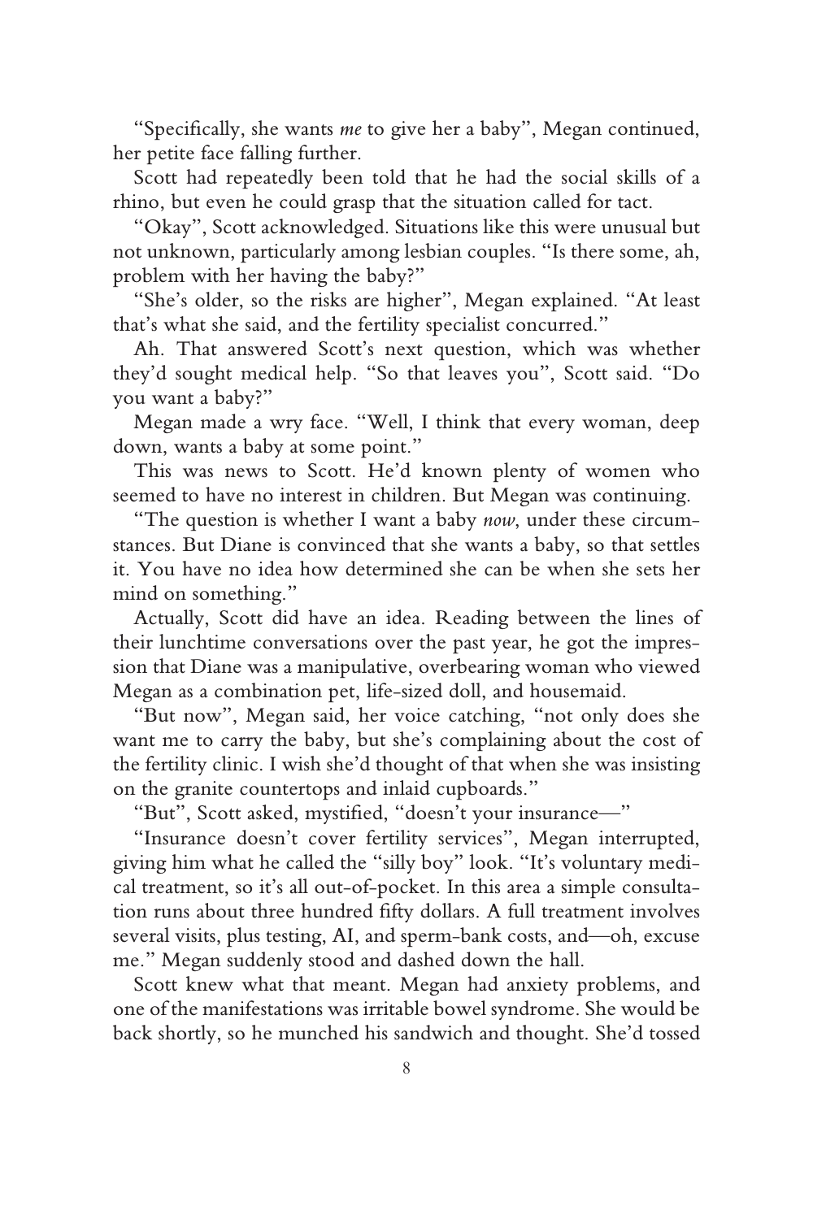"Specifically, she wants *me* to give her a baby", Megan continued, her petite face falling further.

Scott had repeatedly been told that he had the social skills of a rhino, but even he could grasp that the situation called for tact.

"Okay", Scott acknowledged. Situations like this were unusual but not unknown, particularly among lesbian couples. "Is there some, ah, problem with her having the baby?"

"She's older, so the risks are higher", Megan explained. "At least that's what she said, and the fertility specialist concurred."

Ah. That answered Scott's next question, which was whether they'd sought medical help. "So that leaves you", Scott said. "Do you want a baby?"

Megan made a wry face. "Well, I think that every woman, deep down, wants a baby at some point."

This was news to Scott. He'd known plenty of women who seemed to have no interest in children. But Megan was continuing.

"The question is whether I want a baby *now*, under these circumstances. But Diane is convinced that she wants a baby, so that settles it. You have no idea how determined she can be when she sets her mind on something."

Actually, Scott did have an idea. Reading between the lines of their lunchtime conversations over the past year, he got the impression that Diane was a manipulative, overbearing woman who viewed Megan as a combination pet, life-sized doll, and housemaid.

"But now", Megan said, her voice catching, "not only does she want me to carry the baby, but she's complaining about the cost of the fertility clinic. I wish she'd thought of that when she was insisting on the granite countertops and inlaid cupboards."

"But", Scott asked, mystified, "doesn't your insurance—"

"Insurance doesn't cover fertility services", Megan interrupted, giving him what he called the "silly boy" look. "It's voluntary medical treatment, so it's all out-of-pocket. In this area a simple consultation runs about three hundred fifty dollars. A full treatment involves several visits, plus testing, AI, and sperm-bank costs, and—oh, excuse me." Megan suddenly stood and dashed down the hall.

Scott knew what that meant. Megan had anxiety problems, and one of the manifestations was irritable bowel syndrome. She would be back shortly, so he munched his sandwich and thought. She'd tossed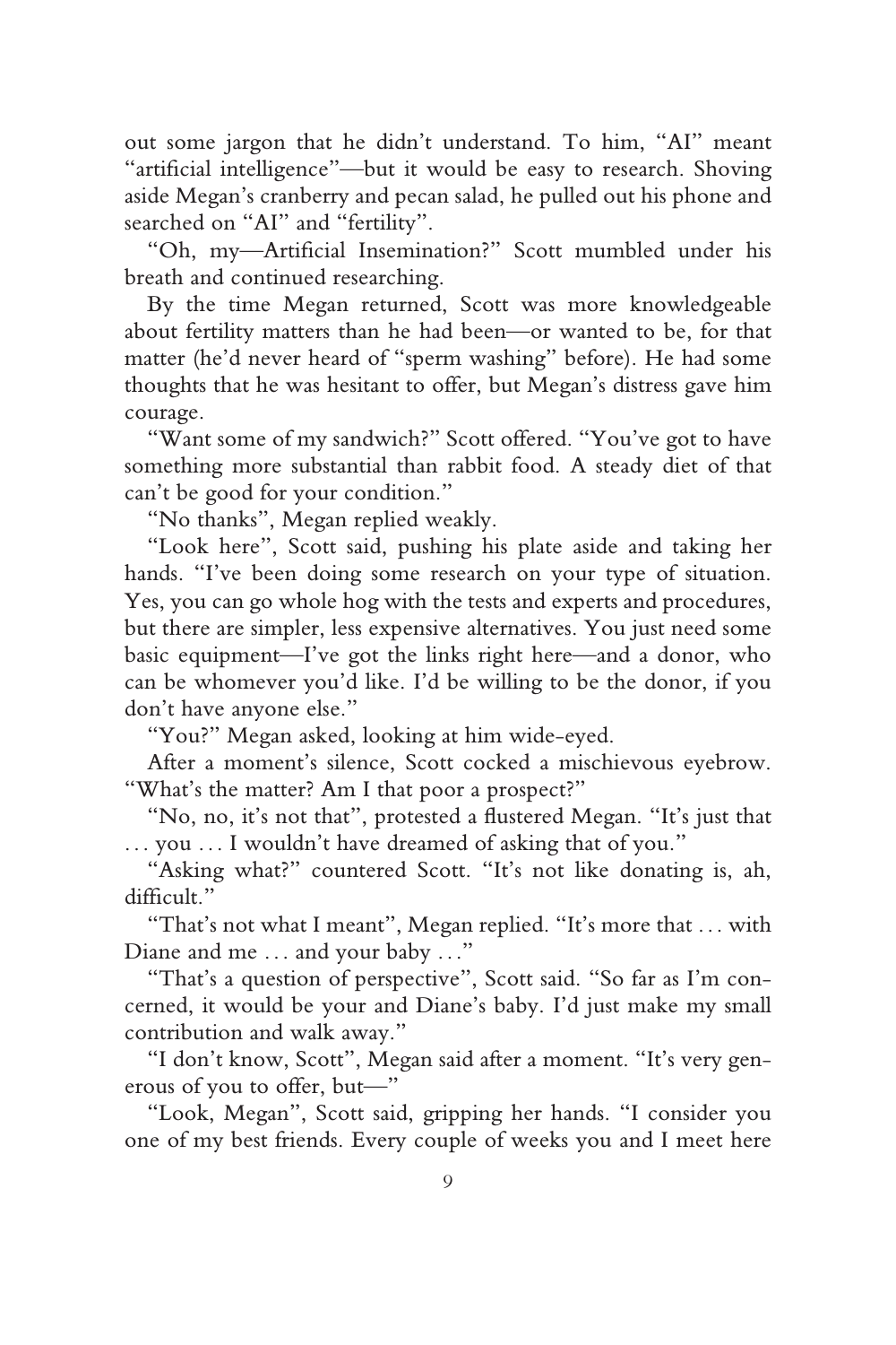out some jargon that he didn't understand. To him, "AI" meant "artificial intelligence"—but it would be easy to research. Shoving aside Megan's cranberry and pecan salad, he pulled out his phone and searched on "AI" and "fertility".

"Oh, my—Artificial Insemination?" Scott mumbled under his breath and continued researching.

By the time Megan returned, Scott was more knowledgeable about fertility matters than he had been—or wanted to be, for that matter (he'd never heard of "sperm washing" before). He had some thoughts that he was hesitant to offer, but Megan's distress gave him courage.

"Want some of my sandwich?" Scott offered. "You've got to have something more substantial than rabbit food. A steady diet of that can't be good for your condition."

"No thanks", Megan replied weakly.

"Look here", Scott said, pushing his plate aside and taking her hands. "I've been doing some research on your type of situation. Yes, you can go whole hog with the tests and experts and procedures, but there are simpler, less expensive alternatives. You just need some basic equipment—I've got the links right here—and a donor, who can be whomever you'd like. I'd be willing to be the donor, if you don't have anyone else."

"You?" Megan asked, looking at him wide-eyed.

After a moment's silence, Scott cocked a mischievous eyebrow. "What's the matter? Am I that poor a prospect?"

"No, no, it's not that", protested a flustered Megan. "It's just that … you … I wouldn't have dreamed of asking that of you."

"Asking what?" countered Scott. "It's not like donating is, ah, difficult."

"That's not what I meant", Megan replied. "It's more that … with Diane and me … and your baby …"

"That's a question of perspective", Scott said. "So far as I'm concerned, it would be your and Diane's baby. I'd just make my small contribution and walk away."

"I don't know, Scott", Megan said after a moment. "It's very generous of you to offer, but—"

"Look, Megan", Scott said, gripping her hands. "I consider you one of my best friends. Every couple of weeks you and I meet here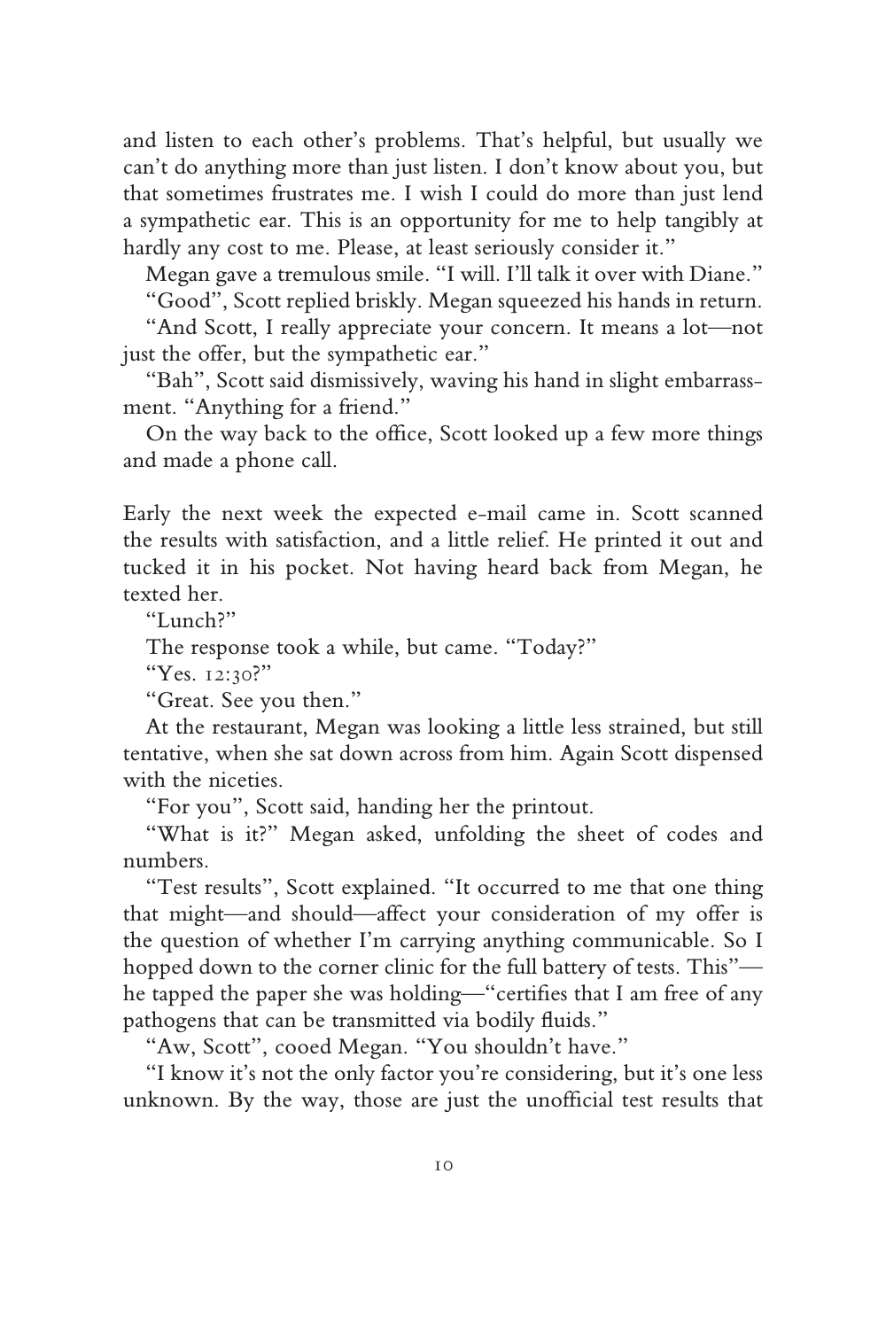and listen to each other's problems. That's helpful, but usually we can't do anything more than just listen. I don't know about you, but that sometimes frustrates me. I wish I could do more than just lend a sympathetic ear. This is an opportunity for me to help tangibly at hardly any cost to me. Please, at least seriously consider it."

Megan gave a tremulous smile. "I will. I'll talk it over with Diane."

"Good", Scott replied briskly. Megan squeezed his hands in return.

"And Scott, I really appreciate your concern. It means a lot—not just the offer, but the sympathetic ear."

"Bah", Scott said dismissively, waving his hand in slight embarrassment. "Anything for a friend."

On the way back to the office, Scott looked up a few more things and made a phone call.

Early the next week the expected e-mail came in. Scott scanned the results with satisfaction, and a little relief. He printed it out and tucked it in his pocket. Not having heard back from Megan, he texted her.

"Lunch?"

The response took a while, but came. "Today?"

"Yes. 12:30?"

"Great. See you then."

At the restaurant, Megan was looking a little less strained, but still tentative, when she sat down across from him. Again Scott dispensed with the niceties.

"For you", Scott said, handing her the printout.

"What is it?" Megan asked, unfolding the sheet of codes and numbers.

"Test results", Scott explained. "It occurred to me that one thing that might—and should—affect your consideration of my offer is the question of whether I'm carrying anything communicable. So I hopped down to the corner clinic for the full battery of tests. This"—he tapped the paper she was holding—"certifies that I am free of any pathogens that can be transmitted via bodily fluids."

"Aw, Scott", cooed Megan. "You shouldn't have."

"I know it's not the only factor you're considering, but it's one less unknown. By the way, those are just the unofficial test results that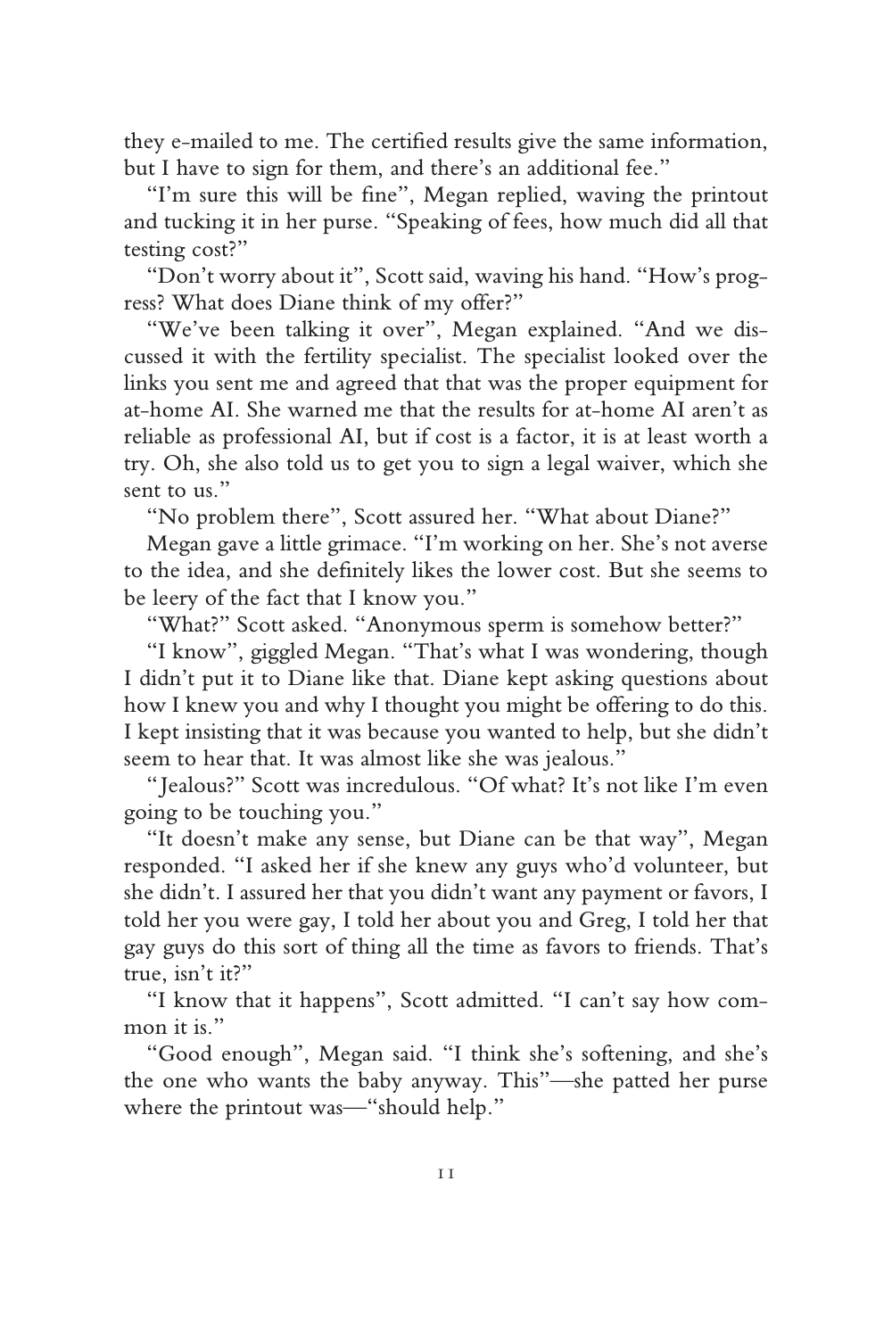they e-mailed to me. The certified results give the same information, but I have to sign for them, and there's an additional fee."

"I'm sure this will be fine", Megan replied, waving the printout and tucking it in her purse. "Speaking of fees, how much did all that testing cost?"

"Don't worry about it", Scott said, waving his hand. "How's progress? What does Diane think of my offer?"

"We've been talking it over", Megan explained. "And we discussed it with the fertility specialist. The specialist looked over the links you sent me and agreed that that was the proper equipment for at-home AI. She warned me that the results for at-home AI aren't as reliable as professional AI, but if cost is a factor, it is at least worth a try. Oh, she also told us to get you to sign a legal waiver, which she sent to us."

"No problem there", Scott assured her. "What about Diane?"

Megan gave a little grimace. "I'm working on her. She's not averse to the idea, and she definitely likes the lower cost. But she seems to be leery of the fact that I know you."

"What?" Scott asked. "Anonymous sperm is somehow better?"

"I know", giggled Megan. "That's what I was wondering, though I didn't put it to Diane like that. Diane kept asking questions about how I knew you and why I thought you might be offering to do this. I kept insisting that it was because you wanted to help, but she didn't seem to hear that. It was almost like she was jealous."

"Jealous?" Scott was incredulous. "Of what? It's not like I'm even going to be touching you."

"It doesn't make any sense, but Diane can be that way", Megan responded. "I asked her if she knew any guys who'd volunteer, but she didn't. I assured her that you didn't want any payment or favors, I told her you were gay, I told her about you and Greg, I told her that gay guys do this sort of thing all the time as favors to friends. That's true, isn't it?"

"I know that it happens", Scott admitted. "I can't say how common it is."

"Good enough", Megan said. "I think she's softening, and she's the one who wants the baby anyway. This"—she patted her purse where the printout was—"should help."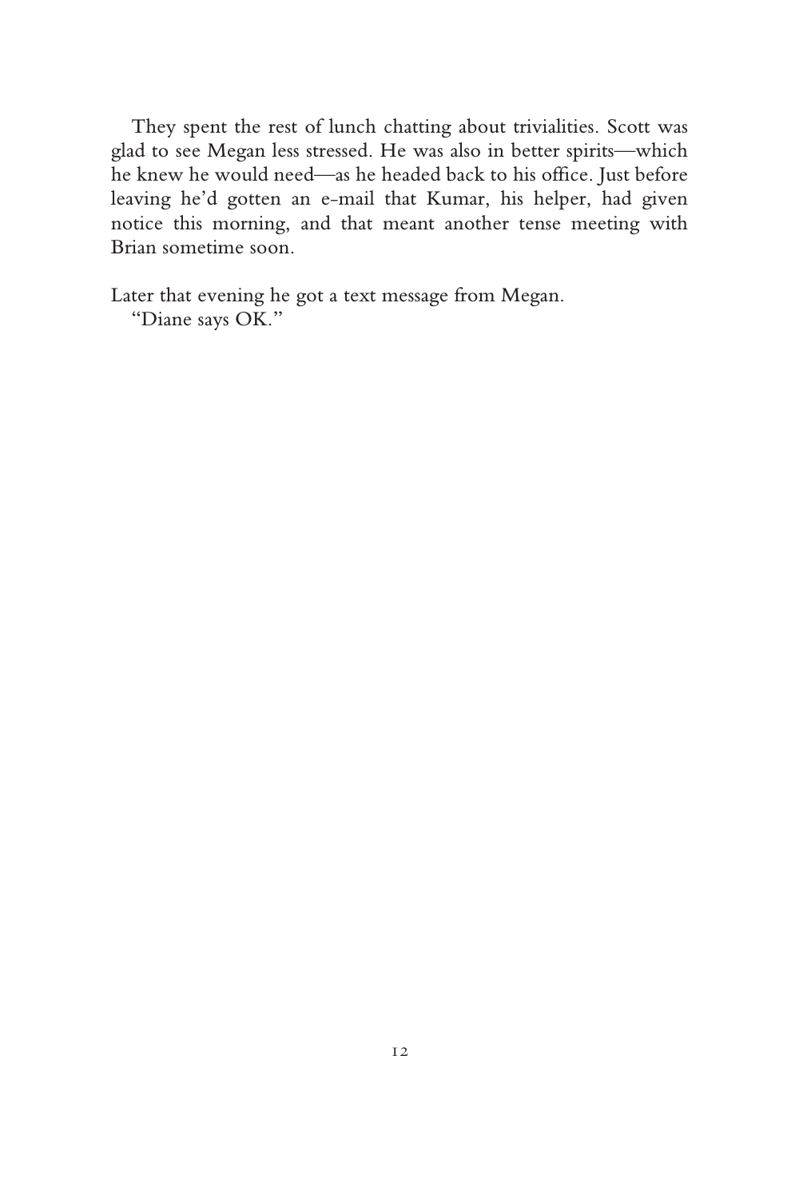They spent the rest of lunch chatting about trivialities. Scott was glad to see Megan less stressed. He was also in better spirits—which he knew he would need—as he headed back to his office. Just before leaving he'd gotten an e-mail that Kumar, his helper, had given notice this morning, and that meant another tense meeting with Brian sometime soon.

Later that evening he got a text message from Megan.

"Diane says OK."